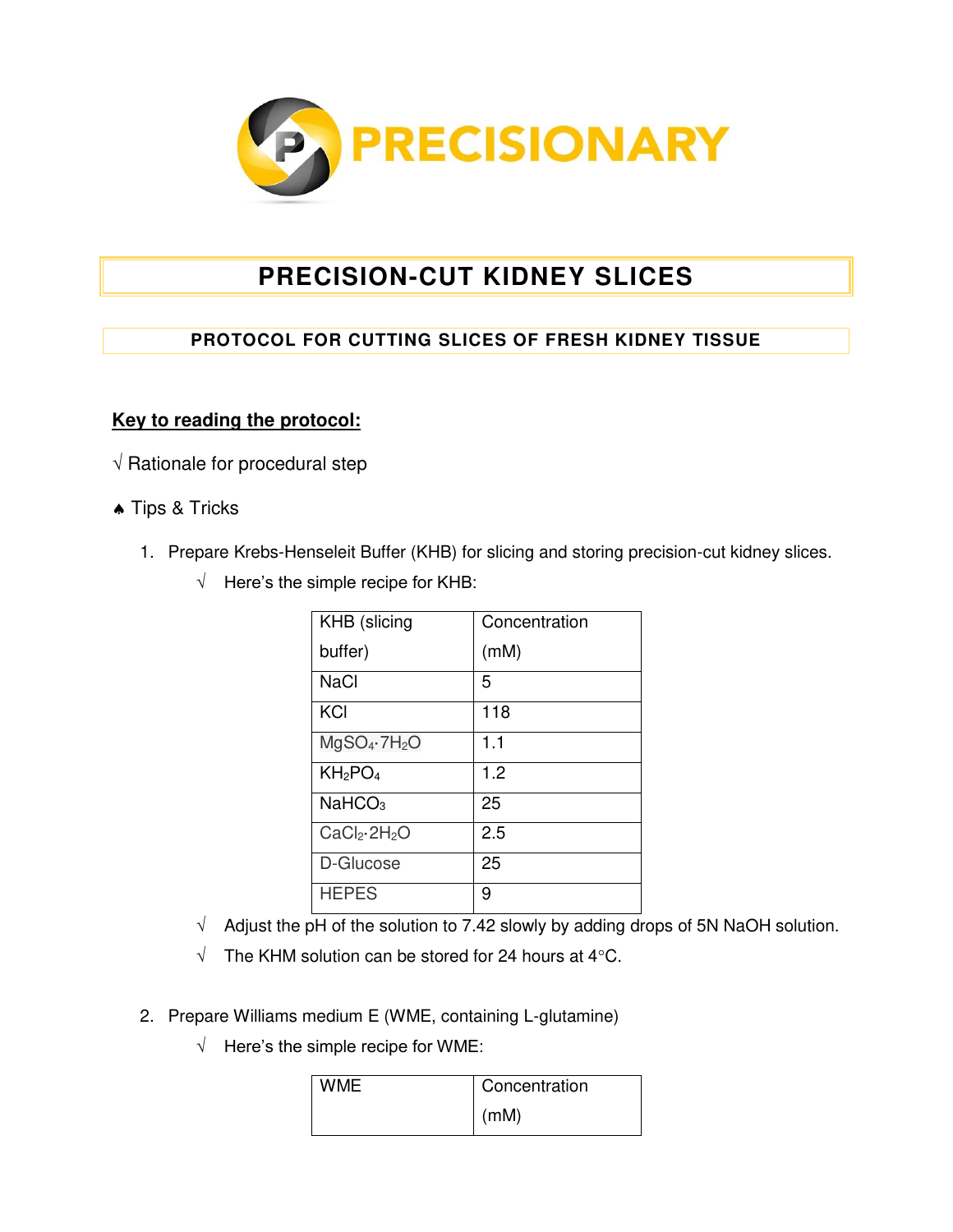PRECISIONARY

# PRECISION-CUT KIDNEY SLICES

## PROTOCOL FOR CUTTING SLICES OF FRESH KIDNEY TISSUE

**Key to reading the protocol:**

√ Rationale for procedural step

♠ Tips & Tricks

1. Prepare Krebs-Henseleit Buffer (KHB) for slicing and storing precision-cut kidney slices.
   - √ Here's the simple recipe for KHB:

| KHB (slicing buffer) | Concentration (mM) |
|---|---|
| NaCl | 5 |
| KCl | 118 |
| $MgSO_4 \cdot 7H_2O$ | 1.1 |
| $KH_2PO_4$ | 1.2 |
| $NaHCO_3$ | 25 |
| $CaCl_2 \cdot 2H_2O$ | 2.5 |
| D-Glucose | 25 |
| HEPES | 9 |

   - √ Adjust the pH of the solution to 7.42 slowly by adding drops of 5N NaOH solution.
   - √ The KHM solution can be stored for 24 hours at 4°C.

2. Prepare Williams medium E (WME, containing L-glutamine)
   - √ Here's the simple recipe for WME:

| WME | Concentration (mM) |
|---|---|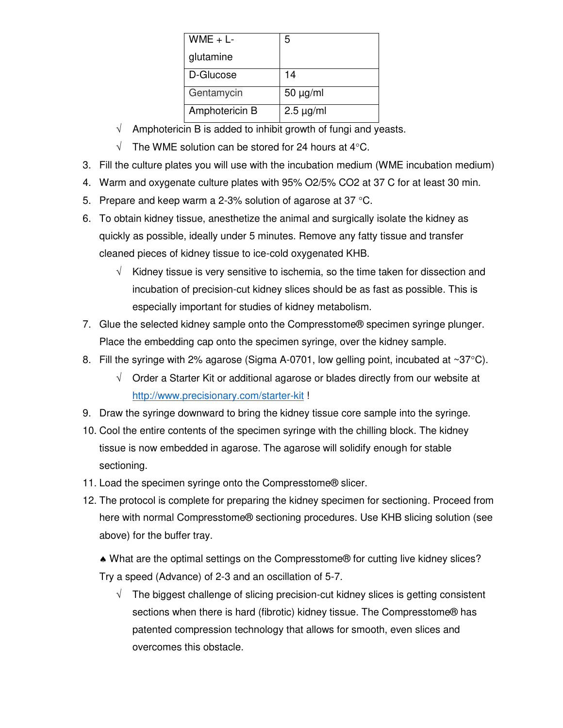| WME + L-glutamine | 5 |
|---|---|
| D-Glucose | 14 |
| Gentamycin | 50 µg/ml |
| Amphotericin B | 2.5 µg/ml |

- √ Amphotericin B is added to inhibit growth of fungi and yeasts.
- √ The WME solution can be stored for 24 hours at 4°C.

3. Fill the culture plates you will use with the incubation medium (WME incubation medium)
4. Warm and oxygenate culture plates with 95% $O_2$/5% $CO_2$ at 37 C for at least 30 min.
5. Prepare and keep warm a 2-3% solution of agarose at 37 °C.
6. To obtain kidney tissue, anesthetize the animal and surgically isolate the kidney as quickly as possible, ideally under 5 minutes. Remove any fatty tissue and transfer cleaned pieces of kidney tissue to ice-cold oxygenated KHB.
   - √ Kidney tissue is very sensitive to ischemia, so the time taken for dissection and incubation of precision-cut kidney slices should be as fast as possible. This is especially important for studies of kidney metabolism.
7. Glue the selected kidney sample onto the Compresstome® specimen syringe plunger. Place the embedding cap onto the specimen syringe, over the kidney sample.
8. Fill the syringe with 2% agarose (Sigma A-0701, low gelling point, incubated at ~37°C).
   - √ Order a Starter Kit or additional agarose or blades directly from our website at http://www.precisionary.com/starter-kit !
9. Draw the syringe downward to bring the kidney tissue core sample into the syringe.
10. Cool the entire contents of the specimen syringe with the chilling block. The kidney tissue is now embedded in agarose. The agarose will solidify enough for stable sectioning.
11. Load the specimen syringe onto the Compresstome® slicer.
12. The protocol is complete for preparing the kidney specimen for sectioning. Proceed from here with normal Compresstome® sectioning procedures. Use KHB slicing solution (see above) for the buffer tray.

♠ What are the optimal settings on the Compresstome® for cutting live kidney slices? Try a speed (Advance) of 2-3 and an oscillation of 5-7.

- √ The biggest challenge of slicing precision-cut kidney slices is getting consistent sections when there is hard (fibrotic) kidney tissue. The Compresstome® has patented compression technology that allows for smooth, even slices and overcomes this obstacle.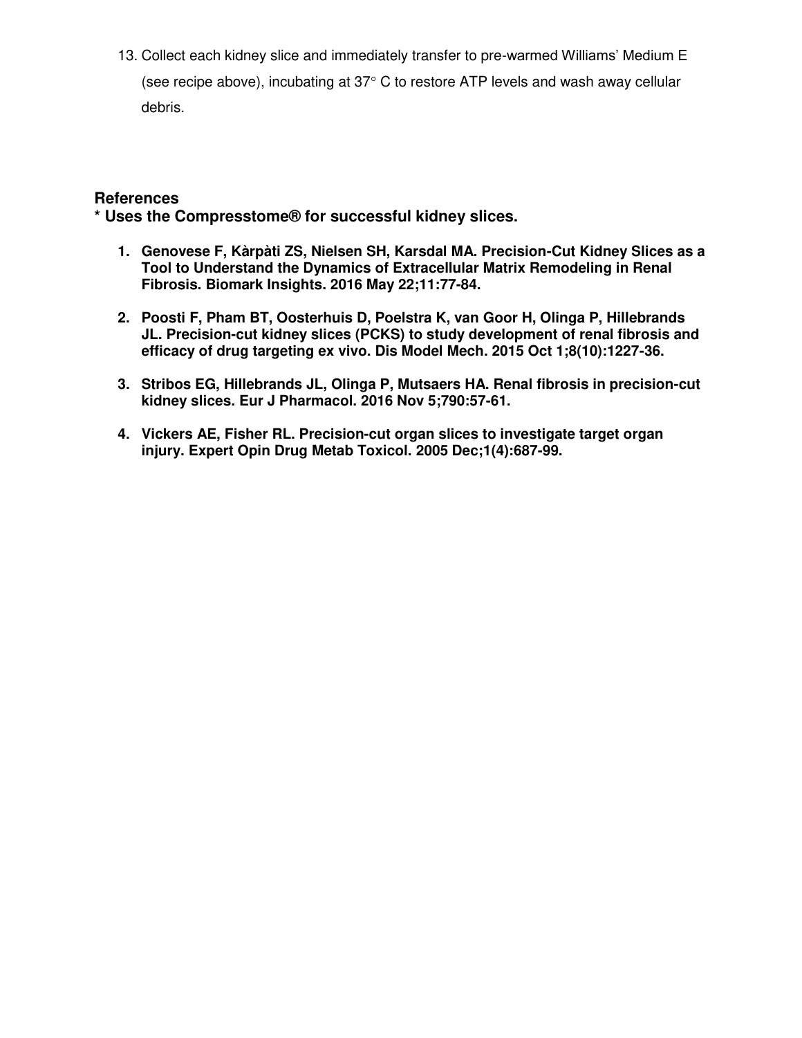13. Collect each kidney slice and immediately transfer to pre-warmed Williams' Medium E (see recipe above), incubating at 37° C to restore ATP levels and wash away cellular debris.

## References

**\* Uses the Compresstome® for successful kidney slices.**

1. **Genovese F, Kàrpàti ZS, Nielsen SH, Karsdal MA. Precision-Cut Kidney Slices as a Tool to Understand the Dynamics of Extracellular Matrix Remodeling in Renal Fibrosis. Biomark Insights. 2016 May 22;11:77-84.**

2. **Poosti F, Pham BT, Oosterhuis D, Poelstra K, van Goor H, Olinga P, Hillebrands JL. Precision-cut kidney slices (PCKS) to study development of renal fibrosis and efficacy of drug targeting ex vivo. Dis Model Mech. 2015 Oct 1;8(10):1227-36.**

3. **Stribos EG, Hillebrands JL, Olinga P, Mutsaers HA. Renal fibrosis in precision-cut kidney slices. Eur J Pharmacol. 2016 Nov 5;790:57-61.**

4. **Vickers AE, Fisher RL. Precision-cut organ slices to investigate target organ injury. Expert Opin Drug Metab Toxicol. 2005 Dec;1(4):687-99.**